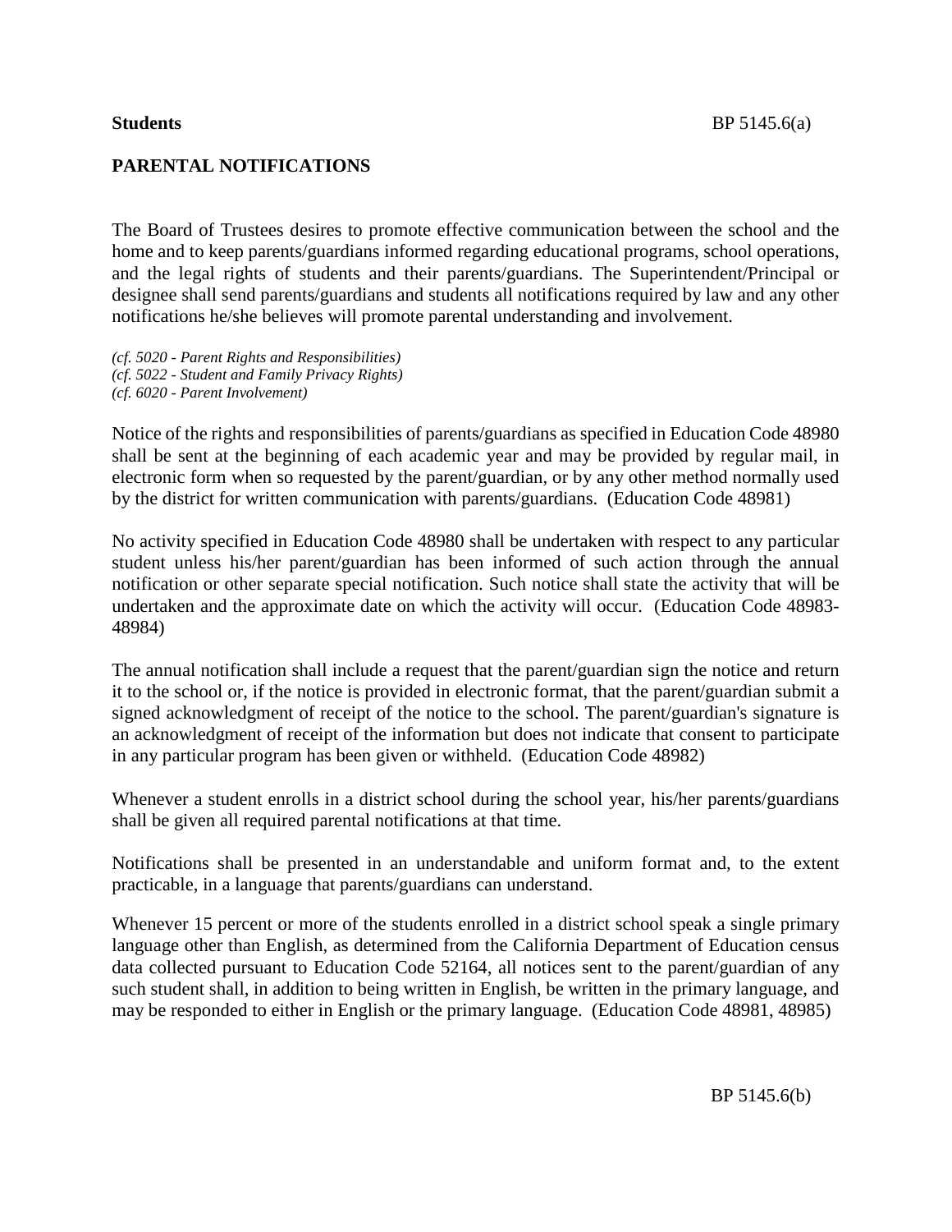**Students**

## PARENTAL NOTIFICATIONS

The Board of Trustees desires to promote effective communication between the school and the home and to keep parents/guardians informed regarding educational programs, school operations, and the legal rights of students and their parents/guardians. The Superintendent/Principal or designee shall send parents/guardians and students all notifications required by law and any other notifications he/she believes will promote parental understanding and involvement.

*(cf. 5020 - Parent Rights and Responsibilities)*
*(cf. 5022 - Student and Family Privacy Rights)*
*(cf. 6020 - Parent Involvement)*

Notice of the rights and responsibilities of parents/guardians as specified in Education Code 48980 shall be sent at the beginning of each academic year and may be provided by regular mail, in electronic form when so requested by the parent/guardian, or by any other method normally used by the district for written communication with parents/guardians. (Education Code 48981)

No activity specified in Education Code 48980 shall be undertaken with respect to any particular student unless his/her parent/guardian has been informed of such action through the annual notification or other separate special notification. Such notice shall state the activity that will be undertaken and the approximate date on which the activity will occur. (Education Code 48983-48984)

The annual notification shall include a request that the parent/guardian sign the notice and return it to the school or, if the notice is provided in electronic format, that the parent/guardian submit a signed acknowledgment of receipt of the notice to the school. The parent/guardian's signature is an acknowledgment of receipt of the information but does not indicate that consent to participate in any particular program has been given or withheld. (Education Code 48982)

Whenever a student enrolls in a district school during the school year, his/her parents/guardians shall be given all required parental notifications at that time.

Notifications shall be presented in an understandable and uniform format and, to the extent practicable, in a language that parents/guardians can understand.

Whenever 15 percent or more of the students enrolled in a district school speak a single primary language other than English, as determined from the California Department of Education census data collected pursuant to Education Code 52164, all notices sent to the parent/guardian of any such student shall, in addition to being written in English, be written in the primary language, and may be responded to either in English or the primary language. (Education Code 48981, 48985)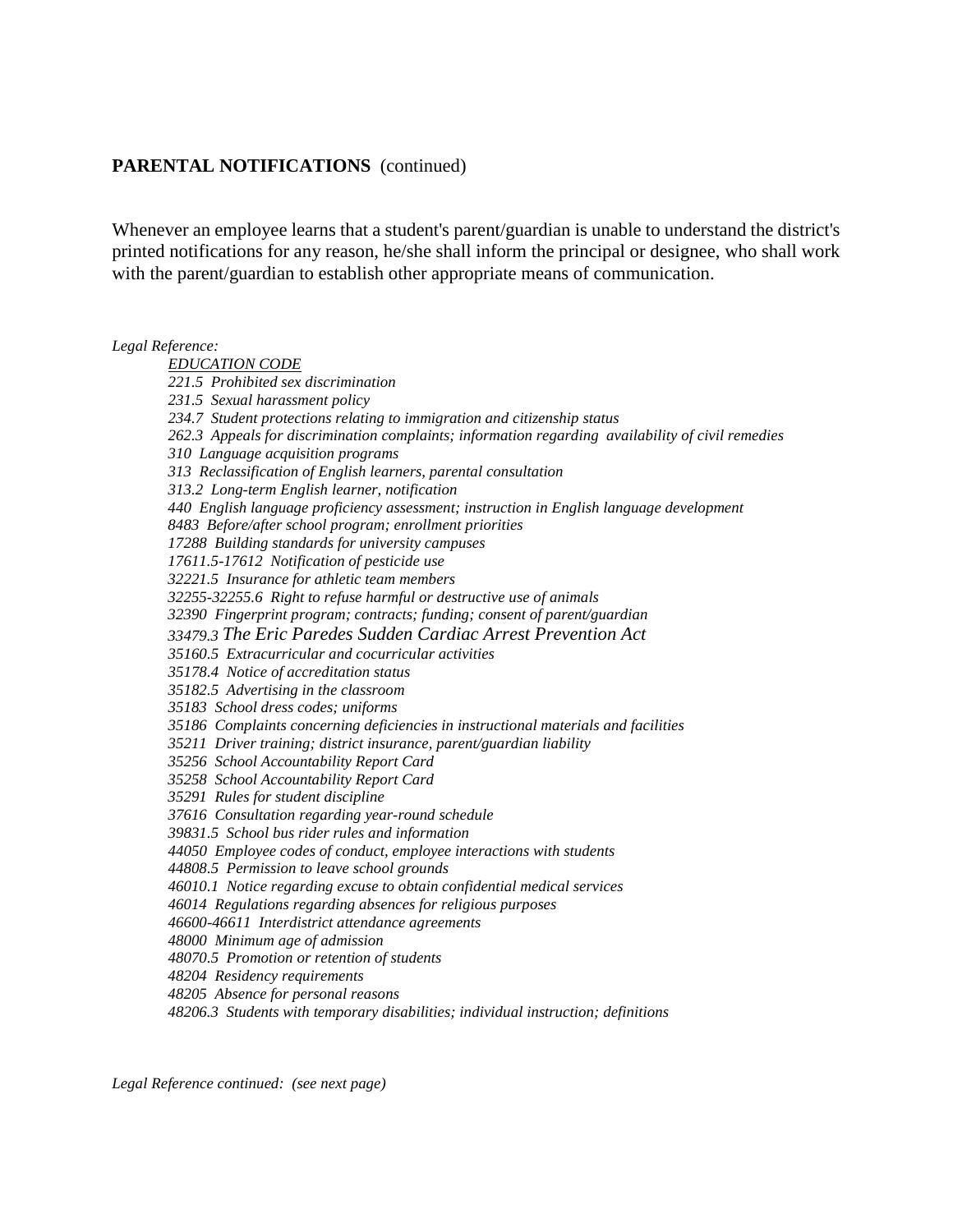**PARENTAL NOTIFICATIONS** (continued)

Whenever an employee learns that a student's parent/guardian is unable to understand the district's printed notifications for any reason, he/she shall inform the principal or designee, who shall work with the parent/guardian to establish other appropriate means of communication.

*Legal Reference:*

*EDUCATION CODE*

*221.5 Prohibited sex discrimination*
*231.5 Sexual harassment policy*
*234.7 Student protections relating to immigration and citizenship status*
*262.3 Appeals for discrimination complaints; information regarding availability of civil remedies*
*310 Language acquisition programs*
*313 Reclassification of English learners, parental consultation*
*313.2 Long-term English learner, notification*
*440 English language proficiency assessment; instruction in English language development*
*8483 Before/after school program; enrollment priorities*
*17288 Building standards for university campuses*
*17611.5-17612 Notification of pesticide use*
*32221.5 Insurance for athletic team members*
*32255-32255.6 Right to refuse harmful or destructive use of animals*
*32390 Fingerprint program; contracts; funding; consent of parent/guardian*
*33479.3 The Eric Paredes Sudden Cardiac Arrest Prevention Act*
*35160.5 Extracurricular and cocurricular activities*
*35178.4 Notice of accreditation status*
*35182.5 Advertising in the classroom*
*35183 School dress codes; uniforms*
*35186 Complaints concerning deficiencies in instructional materials and facilities*
*35211 Driver training; district insurance, parent/guardian liability*
*35256 School Accountability Report Card*
*35258 School Accountability Report Card*
*35291 Rules for student discipline*
*37616 Consultation regarding year-round schedule*
*39831.5 School bus rider rules and information*
*44050 Employee codes of conduct, employee interactions with students*
*44808.5 Permission to leave school grounds*
*46010.1 Notice regarding excuse to obtain confidential medical services*
*46014 Regulations regarding absences for religious purposes*
*46600-46611 Interdistrict attendance agreements*
*48000 Minimum age of admission*
*48070.5 Promotion or retention of students*
*48204 Residency requirements*
*48205 Absence for personal reasons*
*48206.3 Students with temporary disabilities; individual instruction; definitions*

*Legal Reference continued: (see next page)*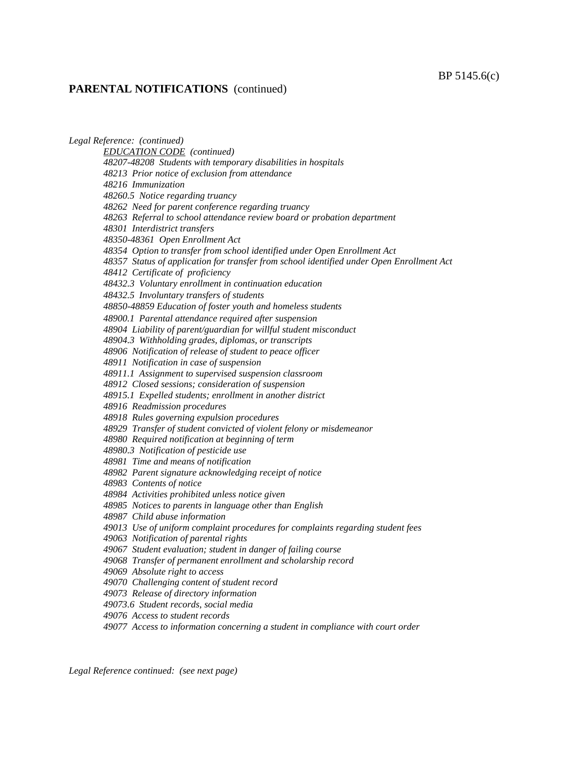## PARENTAL NOTIFICATIONS (continued)

*Legal Reference: (continued)*

*EDUCATION CODE (continued)*

*48207-48208 Students with temporary disabilities in hospitals*
*48213 Prior notice of exclusion from attendance*
*48216 Immunization*
*48260.5 Notice regarding truancy*
*48262 Need for parent conference regarding truancy*
*48263 Referral to school attendance review board or probation department*
*48301 Interdistrict transfers*
*48350-48361 Open Enrollment Act*
*48354 Option to transfer from school identified under Open Enrollment Act*
*48357 Status of application for transfer from school identified under Open Enrollment Act*
*48412 Certificate of proficiency*
*48432.3 Voluntary enrollment in continuation education*
*48432.5 Involuntary transfers of students*
*48850-48859 Education of foster youth and homeless students*
*48900.1 Parental attendance required after suspension*
*48904 Liability of parent/guardian for willful student misconduct*
*48904.3 Withholding grades, diplomas, or transcripts*
*48906 Notification of release of student to peace officer*
*48911 Notification in case of suspension*
*48911.1 Assignment to supervised suspension classroom*
*48912 Closed sessions; consideration of suspension*
*48915.1 Expelled students; enrollment in another district*
*48916 Readmission procedures*
*48918 Rules governing expulsion procedures*
*48929 Transfer of student convicted of violent felony or misdemeanor*
*48980 Required notification at beginning of term*
*48980.3 Notification of pesticide use*
*48981 Time and means of notification*
*48982 Parent signature acknowledging receipt of notice*
*48983 Contents of notice*
*48984 Activities prohibited unless notice given*
*48985 Notices to parents in language other than English*
*48987 Child abuse information*
*49013 Use of uniform complaint procedures for complaints regarding student fees*
*49063 Notification of parental rights*
*49067 Student evaluation; student in danger of failing course*
*49068 Transfer of permanent enrollment and scholarship record*
*49069 Absolute right to access*
*49070 Challenging content of student record*
*49073 Release of directory information*
*49073.6 Student records, social media*
*49076 Access to student records*
*49077 Access to information concerning a student in compliance with court order*

*Legal Reference continued: (see next page)*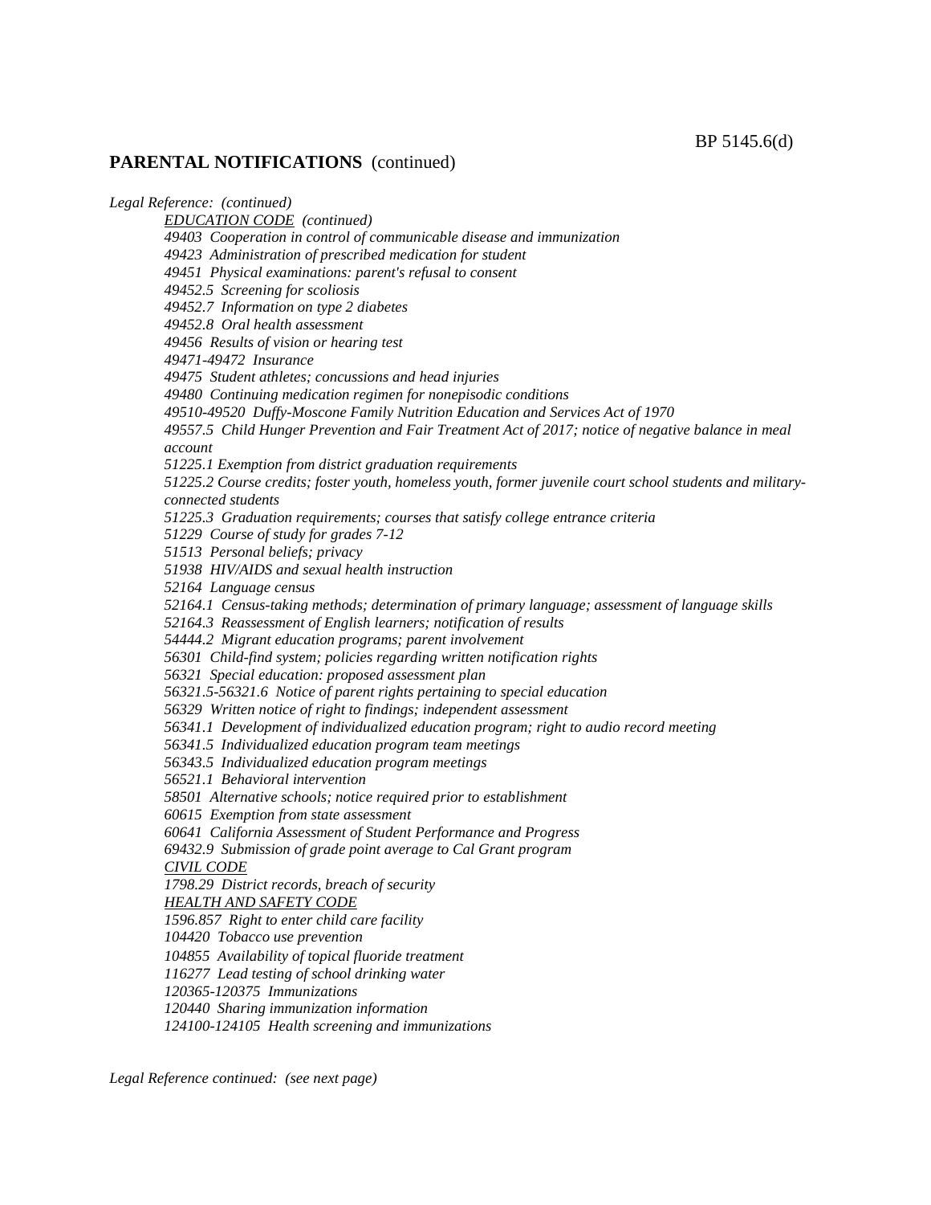## PARENTAL NOTIFICATIONS (continued)

*Legal Reference: (continued)*

<u>*EDUCATION CODE*</u> *(continued)*

*49403 Cooperation in control of communicable disease and immunization*
*49423 Administration of prescribed medication for student*
*49451 Physical examinations: parent's refusal to consent*
*49452.5 Screening for scoliosis*
*49452.7 Information on type 2 diabetes*
*49452.8 Oral health assessment*
*49456 Results of vision or hearing test*
*49471-49472 Insurance*
*49475 Student athletes; concussions and head injuries*
*49480 Continuing medication regimen for nonepisodic conditions*
*49510-49520 Duffy-Moscone Family Nutrition Education and Services Act of 1970*
*49557.5 Child Hunger Prevention and Fair Treatment Act of 2017; notice of negative balance in meal account*
*51225.1 Exemption from district graduation requirements*
*51225.2 Course credits; foster youth, homeless youth, former juvenile court school students and military-connected students*
*51225.3 Graduation requirements; courses that satisfy college entrance criteria*
*51229 Course of study for grades 7-12*
*51513 Personal beliefs; privacy*
*51938 HIV/AIDS and sexual health instruction*
*52164 Language census*
*52164.1 Census-taking methods; determination of primary language; assessment of language skills*
*52164.3 Reassessment of English learners; notification of results*
*54444.2 Migrant education programs; parent involvement*
*56301 Child-find system; policies regarding written notification rights*
*56321 Special education: proposed assessment plan*
*56321.5-56321.6 Notice of parent rights pertaining to special education*
*56329 Written notice of right to findings; independent assessment*
*56341.1 Development of individualized education program; right to audio record meeting*
*56341.5 Individualized education program team meetings*
*56343.5 Individualized education program meetings*
*56521.1 Behavioral intervention*
*58501 Alternative schools; notice required prior to establishment*
*60615 Exemption from state assessment*
*60641 California Assessment of Student Performance and Progress*
*69432.9 Submission of grade point average to Cal Grant program*

<u>*CIVIL CODE*</u>

*1798.29 District records, breach of security*

<u>*HEALTH AND SAFETY CODE*</u>

*1596.857 Right to enter child care facility*
*104420 Tobacco use prevention*
*104855 Availability of topical fluoride treatment*
*116277 Lead testing of school drinking water*
*120365-120375 Immunizations*
*120440 Sharing immunization information*
*124100-124105 Health screening and immunizations*

*Legal Reference continued: (see next page)*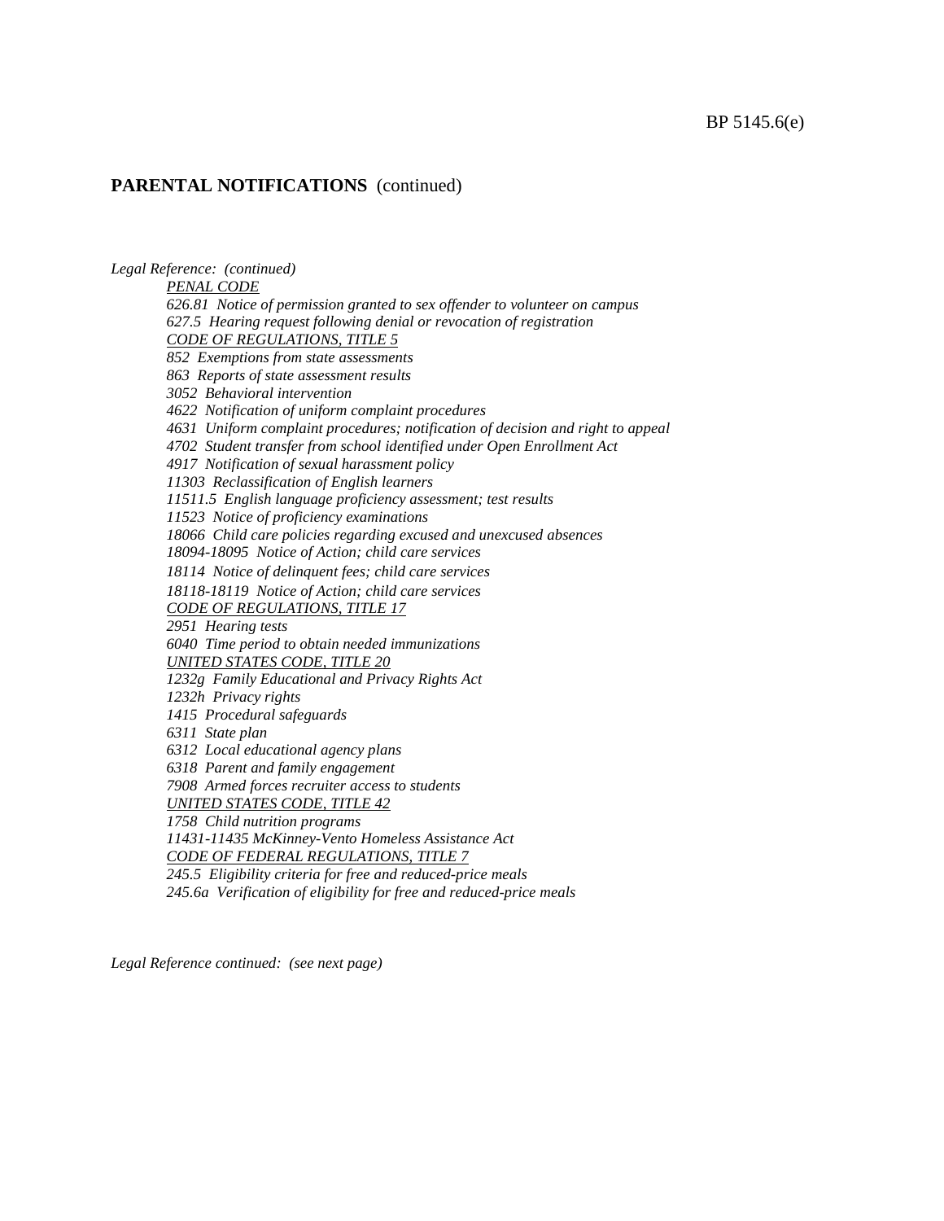## PARENTAL NOTIFICATIONS (continued)

*Legal Reference: (continued)*

*PENAL CODE*

*626.81 Notice of permission granted to sex offender to volunteer on campus*

*627.5 Hearing request following denial or revocation of registration*

*CODE OF REGULATIONS, TITLE 5*

*852 Exemptions from state assessments*

*863 Reports of state assessment results*

*3052 Behavioral intervention*

*4622 Notification of uniform complaint procedures*

*4631 Uniform complaint procedures; notification of decision and right to appeal*

*4702 Student transfer from school identified under Open Enrollment Act*

*4917 Notification of sexual harassment policy*

*11303 Reclassification of English learners*

*11511.5 English language proficiency assessment; test results*

*11523 Notice of proficiency examinations*

*18066 Child care policies regarding excused and unexcused absences*

*18094-18095 Notice of Action; child care services*

*18114 Notice of delinquent fees; child care services*

*18118-18119 Notice of Action; child care services*

*CODE OF REGULATIONS, TITLE 17*

*2951 Hearing tests*

*6040 Time period to obtain needed immunizations*

*UNITED STATES CODE, TITLE 20*

*1232g Family Educational and Privacy Rights Act*

*1232h Privacy rights*

*1415 Procedural safeguards*

*6311 State plan*

*6312 Local educational agency plans*

*6318 Parent and family engagement*

*7908 Armed forces recruiter access to students*

*UNITED STATES CODE, TITLE 42*

*1758 Child nutrition programs*

*11431-11435 McKinney-Vento Homeless Assistance Act*

*CODE OF FEDERAL REGULATIONS, TITLE 7*

*245.5 Eligibility criteria for free and reduced-price meals*

*245.6a Verification of eligibility for free and reduced-price meals*

*Legal Reference continued: (see next page)*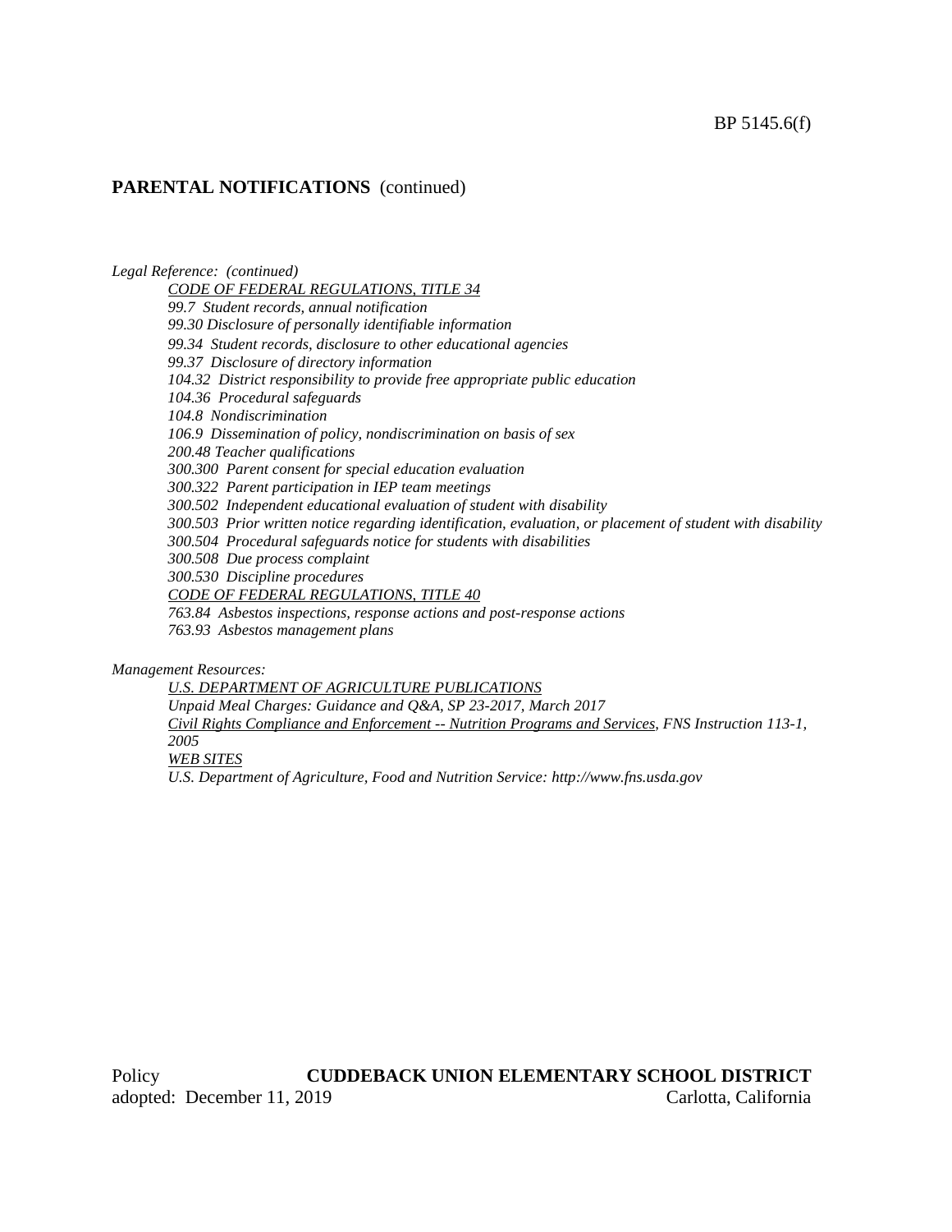**PARENTAL NOTIFICATIONS** (continued)

*Legal Reference: (continued)*

*CODE OF FEDERAL REGULATIONS, TITLE 34*
*99.7 Student records, annual notification*
*99.30 Disclosure of personally identifiable information*
*99.34 Student records, disclosure to other educational agencies*
*99.37 Disclosure of directory information*
*104.32 District responsibility to provide free appropriate public education*
*104.36 Procedural safeguards*
*104.8 Nondiscrimination*
*106.9 Dissemination of policy, nondiscrimination on basis of sex*
*200.48 Teacher qualifications*
*300.300 Parent consent for special education evaluation*
*300.322 Parent participation in IEP team meetings*
*300.502 Independent educational evaluation of student with disability*
*300.503 Prior written notice regarding identification, evaluation, or placement of student with disability*
*300.504 Procedural safeguards notice for students with disabilities*
*300.508 Due process complaint*
*300.530 Discipline procedures*
*CODE OF FEDERAL REGULATIONS, TITLE 40*
*763.84 Asbestos inspections, response actions and post-response actions*
*763.93 Asbestos management plans*

*Management Resources:*

*U.S. DEPARTMENT OF AGRICULTURE PUBLICATIONS*
*Unpaid Meal Charges: Guidance and Q&A, SP 23-2017, March 2017*
*Civil Rights Compliance and Enforcement -- Nutrition Programs and Services, FNS Instruction 113-1, 2005*
*WEB SITES*
*U.S. Department of Agriculture, Food and Nutrition Service: http://www.fns.usda.gov*

Policy **CUDDEBACK UNION ELEMENTARY SCHOOL DISTRICT**
adopted: December 11, 2019 Carlotta, California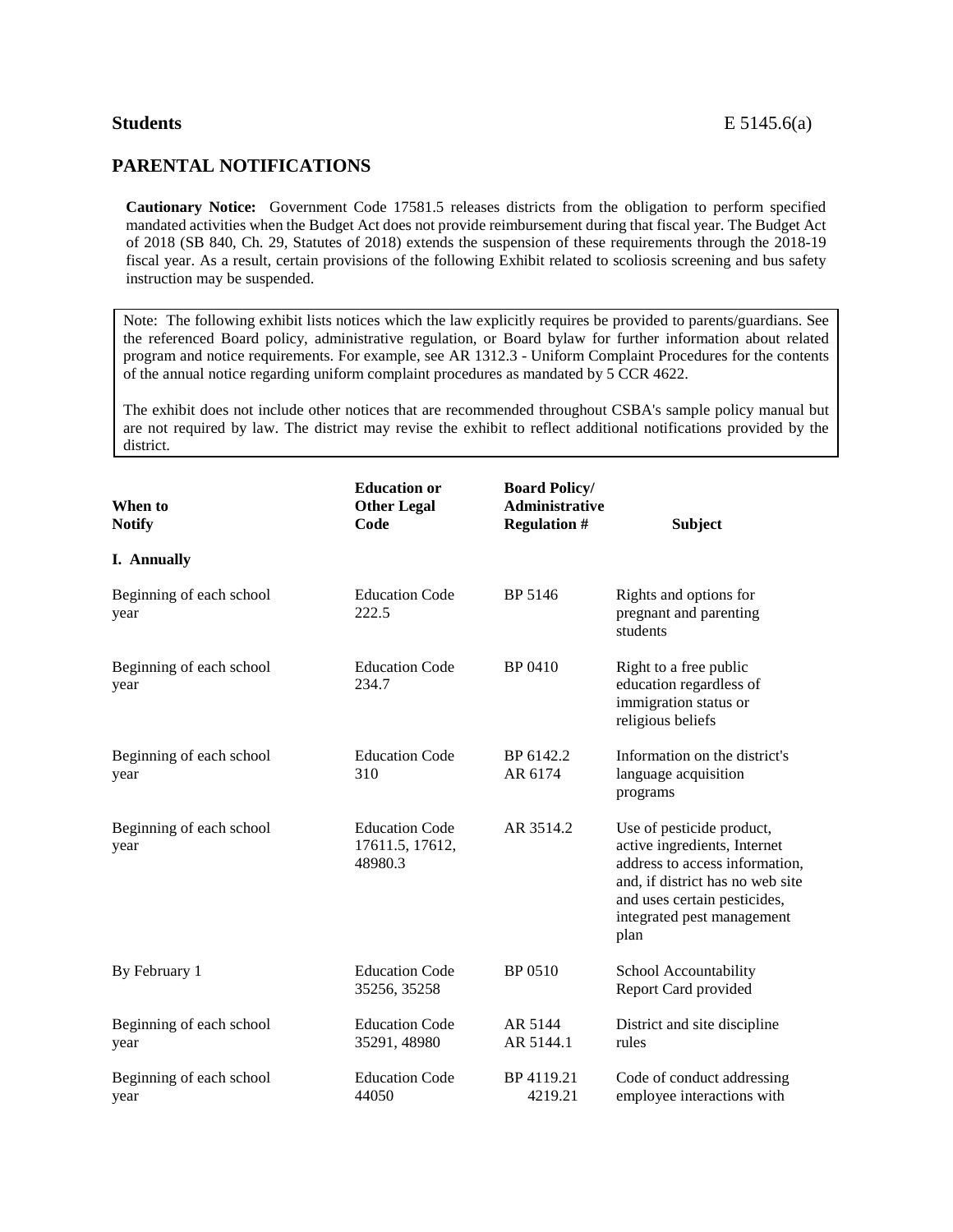**Students** E 5145.6(a)

## PARENTAL NOTIFICATIONS

**Cautionary Notice:** Government Code 17581.5 releases districts from the obligation to perform specified mandated activities when the Budget Act does not provide reimbursement during that fiscal year. The Budget Act of 2018 (SB 840, Ch. 29, Statutes of 2018) extends the suspension of these requirements through the 2018-19 fiscal year. As a result, certain provisions of the following Exhibit related to scoliosis screening and bus safety instruction may be suspended.

Note: The following exhibit lists notices which the law explicitly requires be provided to parents/guardians. See the referenced Board policy, administrative regulation, or Board bylaw for further information about related program and notice requirements. For example, see AR 1312.3 - Uniform Complaint Procedures for the contents of the annual notice regarding uniform complaint procedures as mandated by 5 CCR 4622.

The exhibit does not include other notices that are recommended throughout CSBA's sample policy manual but are not required by law. The district may revise the exhibit to reflect additional notifications provided by the district.

| When to Notify | Education or Other Legal Code | Board Policy/ Administrative Regulation # | Subject |
|---|---|---|---|
| **I. Annually** | | | |
| Beginning of each school year | Education Code 222.5 | BP 5146 | Rights and options for pregnant and parenting students |
| Beginning of each school year | Education Code 234.7 | BP 0410 | Right to a free public education regardless of immigration status or religious beliefs |
| Beginning of each school year | Education Code 310 | BP 6142.2 AR 6174 | Information on the district's language acquisition programs |
| Beginning of each school year | Education Code 17611.5, 17612, 48980.3 | AR 3514.2 | Use of pesticide product, active ingredients, Internet address to access information, and, if district has no web site and uses certain pesticides, integrated pest management plan |
| By February 1 | Education Code 35256, 35258 | BP 0510 | School Accountability Report Card provided |
| Beginning of each school year | Education Code 35291, 48980 | AR 5144 AR 5144.1 | District and site discipline rules |
| Beginning of each school year | Education Code 44050 | BP 4119.21 4219.21 | Code of conduct addressing employee interactions with |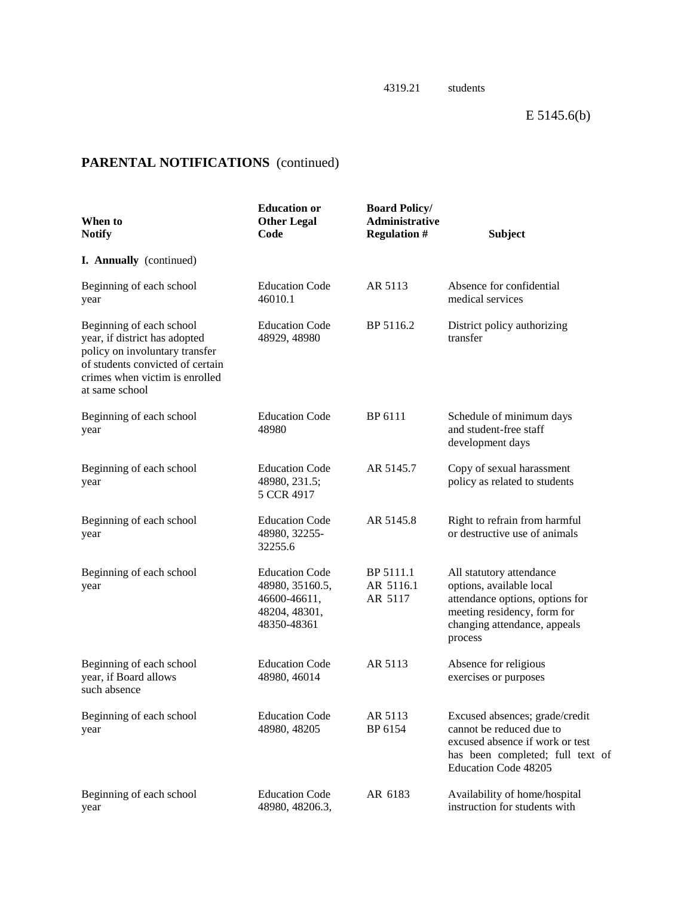## PARENTAL NOTIFICATIONS (continued)

| When to Notify | Education or Other Legal Code | Board Policy/ Administrative Regulation # | Subject |
|---|---|---|---|
| **I. Annually** (continued) | | | |
| Beginning of each school year | Education Code 46010.1 | AR 5113 | Absence for confidential medical services |
| Beginning of each school year, if district has adopted policy on involuntary transfer of students convicted of certain crimes when victim is enrolled at same school | Education Code 48929, 48980 | BP 5116.2 | District policy authorizing transfer |
| Beginning of each school year | Education Code 48980 | BP 6111 | Schedule of minimum days and student-free staff development days |
| Beginning of each school year | Education Code 48980, 231.5; 5 CCR 4917 | AR 5145.7 | Copy of sexual harassment policy as related to students |
| Beginning of each school year | Education Code 48980, 32255-32255.6 | AR 5145.8 | Right to refrain from harmful or destructive use of animals |
| Beginning of each school year | Education Code 48980, 35160.5, 46600-46611, 48204, 48301, 48350-48361 | BP 5111.1 AR 5116.1 AR 5117 | All statutory attendance options, available local attendance options, options for meeting residency, form for changing attendance, appeals process |
| Beginning of each school year, if Board allows such absence | Education Code 48980, 46014 | AR 5113 | Absence for religious exercises or purposes |
| Beginning of each school year | Education Code 48980, 48205 | AR 5113 BP 6154 | Excused absences; grade/credit cannot be reduced due to excused absence if work or test has been completed; full text of Education Code 48205 |
| Beginning of each school year | Education Code 48980, 48206.3, | AR 6183 | Availability of home/hospital instruction for students with |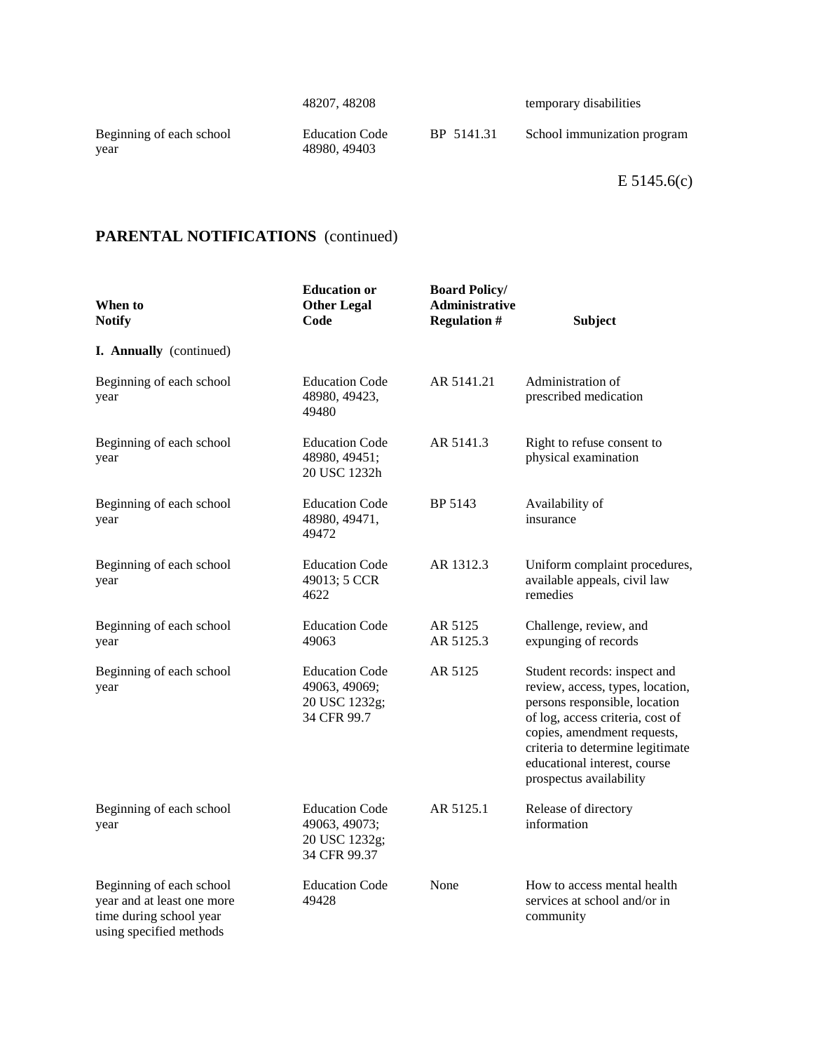| | 48207, 48208 | | temporary disabilities |
|---|---|---|---|
| Beginning of each school year | Education Code 48980, 49403 | BP 5141.31 | School immunization program |

E 5145.6(c)

## PARENTAL NOTIFICATIONS (continued)

| When to Notify | Education or Other Legal Code | Board Policy/ Administrative Regulation # | Subject |
|---|---|---|---|
| **I. Annually** (continued) | | | |
| Beginning of each school year | Education Code 48980, 49423, 49480 | AR 5141.21 | Administration of prescribed medication |
| Beginning of each school year | Education Code 48980, 49451; 20 USC 1232h | AR 5141.3 | Right to refuse consent to physical examination |
| Beginning of each school year | Education Code 48980, 49471, 49472 | BP 5143 | Availability of insurance |
| Beginning of each school year | Education Code 49013; 5 CCR 4622 | AR 1312.3 | Uniform complaint procedures, available appeals, civil law remedies |
| Beginning of each school year | Education Code 49063 | AR 5125 AR 5125.3 | Challenge, review, and expunging of records |
| Beginning of each school year | Education Code 49063, 49069; 20 USC 1232g; 34 CFR 99.7 | AR 5125 | Student records: inspect and review, access, types, location, persons responsible, location of log, access criteria, cost of copies, amendment requests, criteria to determine legitimate educational interest, course prospectus availability |
| Beginning of each school year | Education Code 49063, 49073; 20 USC 1232g; 34 CFR 99.37 | AR 5125.1 | Release of directory information |
| Beginning of each school year and at least one more time during school year using specified methods | Education Code 49428 | None | How to access mental health services at school and/or in community |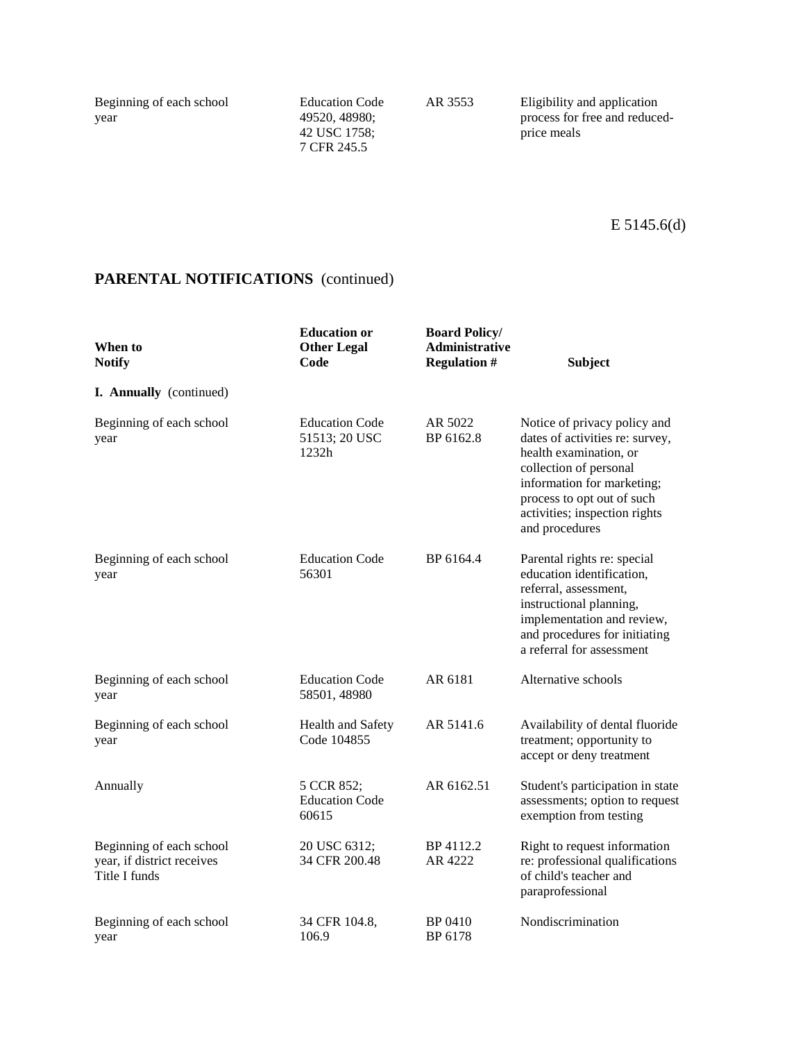| | | | |
|---|---|---|---|
| Beginning of each school year | Education Code 49520, 48980; 42 USC 1758; 7 CFR 245.5 | AR 3553 | Eligibility and application process for free and reduced-price meals |

E 5145.6(d)

## PARENTAL NOTIFICATIONS (continued)

| When to Notify | Education or Other Legal Code | Board Policy/ Administrative Regulation # | Subject |
|---|---|---|---|
| **I. Annually** (continued) | | | |
| Beginning of each school year | Education Code 51513; 20 USC 1232h | AR 5022 BP 6162.8 | Notice of privacy policy and dates of activities re: survey, health examination, or collection of personal information for marketing; process to opt out of such activities; inspection rights and procedures |
| Beginning of each school year | Education Code 56301 | BP 6164.4 | Parental rights re: special education identification, referral, assessment, instructional planning, implementation and review, and procedures for initiating a referral for assessment |
| Beginning of each school year | Education Code 58501, 48980 | AR 6181 | Alternative schools |
| Beginning of each school year | Health and Safety Code 104855 | AR 5141.6 | Availability of dental fluoride treatment; opportunity to accept or deny treatment |
| Annually | 5 CCR 852; Education Code 60615 | AR 6162.51 | Student's participation in state assessments; option to request exemption from testing |
| Beginning of each school year, if district receives Title I funds | 20 USC 6312; 34 CFR 200.48 | BP 4112.2 AR 4222 | Right to request information re: professional qualifications of child's teacher and paraprofessional |
| Beginning of each school year | 34 CFR 104.8, 106.9 | BP 0410 BP 6178 | Nondiscrimination |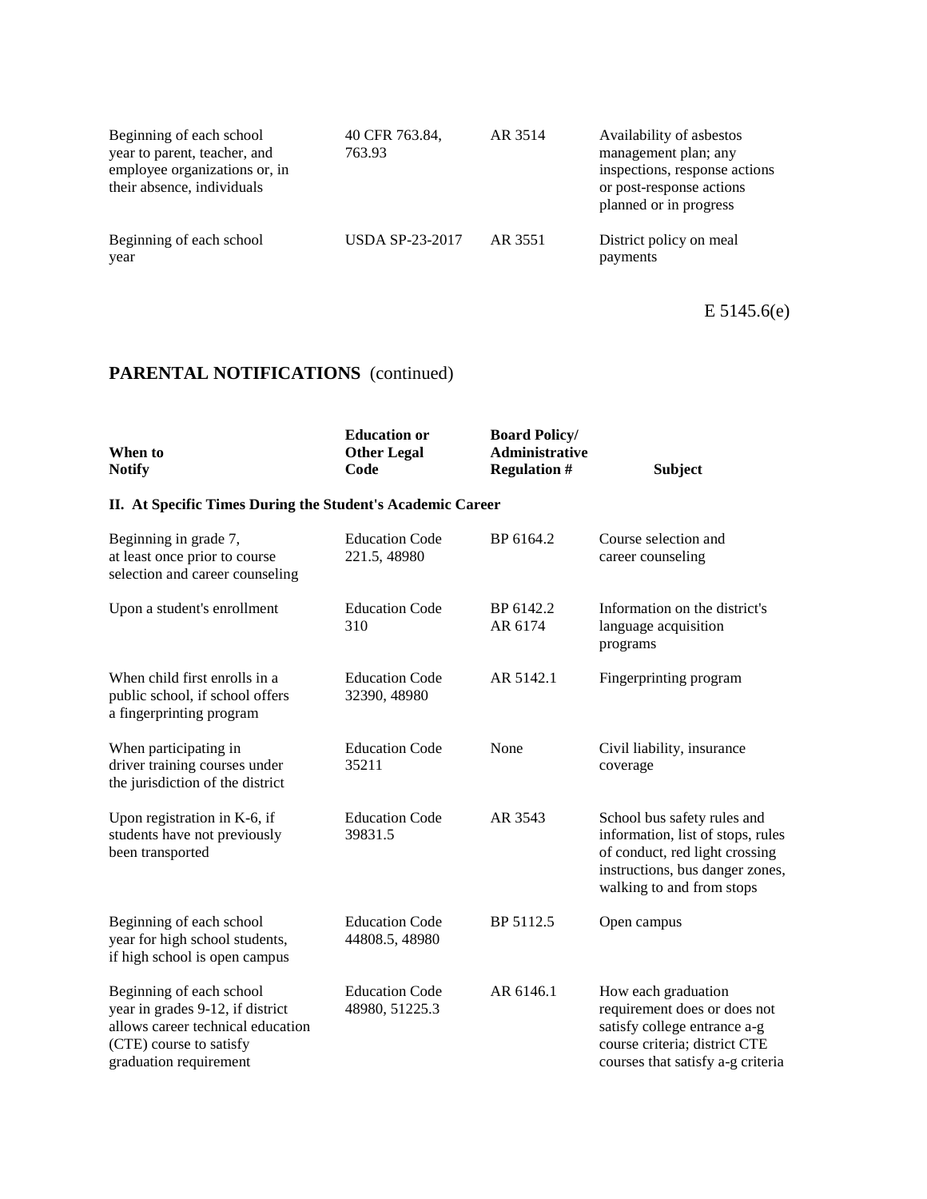| When to Notify | Education or Other Legal Code | Board Policy/ Administrative Regulation # | Subject |
|---|---|---|---|
| Beginning of each school year to parent, teacher, and employee organizations or, in their absence, individuals | 40 CFR 763.84, 763.93 | AR 3514 | Availability of asbestos management plan; any inspections, response actions or post-response actions planned or in progress |
| Beginning of each school year | USDA SP-23-2017 | AR 3551 | District policy on meal payments |

E 5145.6(e)

## PARENTAL NOTIFICATIONS (continued)

| When to Notify | Education or Other Legal Code | Board Policy/ Administrative Regulation # | Subject |
|---|---|---|---|
| **II. At Specific Times During the Student's Academic Career** | | | |
| Beginning in grade 7, at least once prior to course selection and career counseling | Education Code 221.5, 48980 | BP 6164.2 | Course selection and career counseling |
| Upon a student's enrollment | Education Code 310 | BP 6142.2 AR 6174 | Information on the district's language acquisition programs |
| When child first enrolls in a public school, if school offers a fingerprinting program | Education Code 32390, 48980 | AR 5142.1 | Fingerprinting program |
| When participating in driver training courses under the jurisdiction of the district | Education Code 35211 | None | Civil liability, insurance coverage |
| Upon registration in K-6, if students have not previously been transported | Education Code 39831.5 | AR 3543 | School bus safety rules and information, list of stops, rules of conduct, red light crossing instructions, bus danger zones, walking to and from stops |
| Beginning of each school year for high school students, if high school is open campus | Education Code 44808.5, 48980 | BP 5112.5 | Open campus |
| Beginning of each school year in grades 9-12, if district allows career technical education (CTE) course to satisfy graduation requirement | Education Code 48980, 51225.3 | AR 6146.1 | How each graduation requirement does or does not satisfy college entrance a-g course criteria; district CTE courses that satisfy a-g criteria |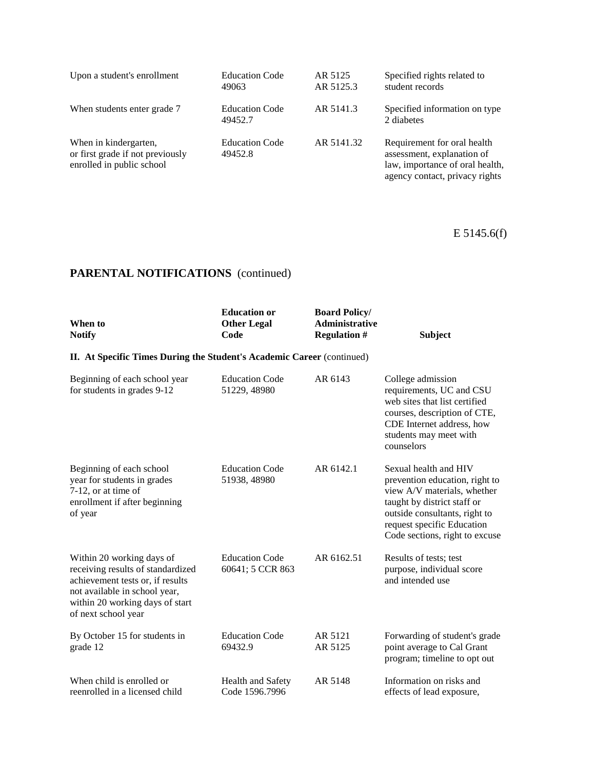| | | | |
|---|---|---|---|
| Upon a student's enrollment | Education Code 49063 | AR 5125 AR 5125.3 | Specified rights related to student records |
| When students enter grade 7 | Education Code 49452.7 | AR 5141.3 | Specified information on type 2 diabetes |
| When in kindergarten, or first grade if not previously enrolled in public school | Education Code 49452.8 | AR 5141.32 | Requirement for oral health assessment, explanation of law, importance of oral health, agency contact, privacy rights |

E 5145.6(f)

## PARENTAL NOTIFICATIONS (continued)

| When to Notify | Education or Other Legal Code | Board Policy/ Administrative Regulation # | Subject |
|---|---|---|---|
| **II. At Specific Times During the Student's Academic Career** (continued) | | | |
| Beginning of each school year for students in grades 9-12 | Education Code 51229, 48980 | AR 6143 | College admission requirements, UC and CSU web sites that list certified courses, description of CTE, CDE Internet address, how students may meet with counselors |
| Beginning of each school year for students in grades 7-12, or at time of enrollment if after beginning of year | Education Code 51938, 48980 | AR 6142.1 | Sexual health and HIV prevention education, right to view A/V materials, whether taught by district staff or outside consultants, right to request specific Education Code sections, right to excuse |
| Within 20 working days of receiving results of standardized achievement tests or, if results not available in school year, within 20 working days of start of next school year | Education Code 60641; 5 CCR 863 | AR 6162.51 | Results of tests; test purpose, individual score and intended use |
| By October 15 for students in grade 12 | Education Code 69432.9 | AR 5121 AR 5125 | Forwarding of student's grade point average to Cal Grant program; timeline to opt out |
| When child is enrolled or reenrolled in a licensed child | Health and Safety Code 1596.7996 | AR 5148 | Information on risks and effects of lead exposure, |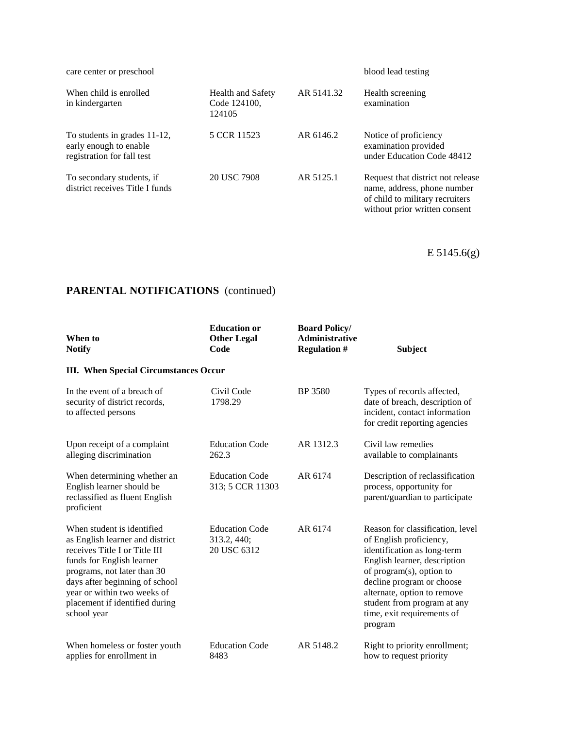| | | | |
|---|---|---|---|
| care center or preschool | | | blood lead testing |
| When child is enrolled in kindergarten | Health and Safety Code 124100, 124105 | AR 5141.32 | Health screening examination |
| To students in grades 11-12, early enough to enable registration for fall test | 5 CCR 11523 | AR 6146.2 | Notice of proficiency examination provided under Education Code 48412 |
| To secondary students, if district receives Title I funds | 20 USC 7908 | AR 5125.1 | Request that district not release name, address, phone number of child to military recruiters without prior written consent |

E 5145.6(g)

## PARENTAL NOTIFICATIONS (continued)

| When to Notify | Education or Other Legal Code | Board Policy/ Administrative Regulation # | Subject |
|---|---|---|---|
| **III. When Special Circumstances Occur** | | | |
| In the event of a breach of security of district records, to affected persons | Civil Code 1798.29 | BP 3580 | Types of records affected, date of breach, description of incident, contact information for credit reporting agencies |
| Upon receipt of a complaint alleging discrimination | Education Code 262.3 | AR 1312.3 | Civil law remedies available to complainants |
| When determining whether an English learner should be reclassified as fluent English proficient | Education Code 313; 5 CCR 11303 | AR 6174 | Description of reclassification process, opportunity for parent/guardian to participate |
| When student is identified as English learner and district receives Title I or Title III funds for English learner programs, not later than 30 days after beginning of school year or within two weeks of placement if identified during school year | Education Code 313.2, 440; 20 USC 6312 | AR 6174 | Reason for classification, level of English proficiency, identification as long-term English learner, description of program(s), option to decline program or choose alternate, option to remove student from program at any time, exit requirements of program |
| When homeless or foster youth applies for enrollment in | Education Code 8483 | AR 5148.2 | Right to priority enrollment; how to request priority |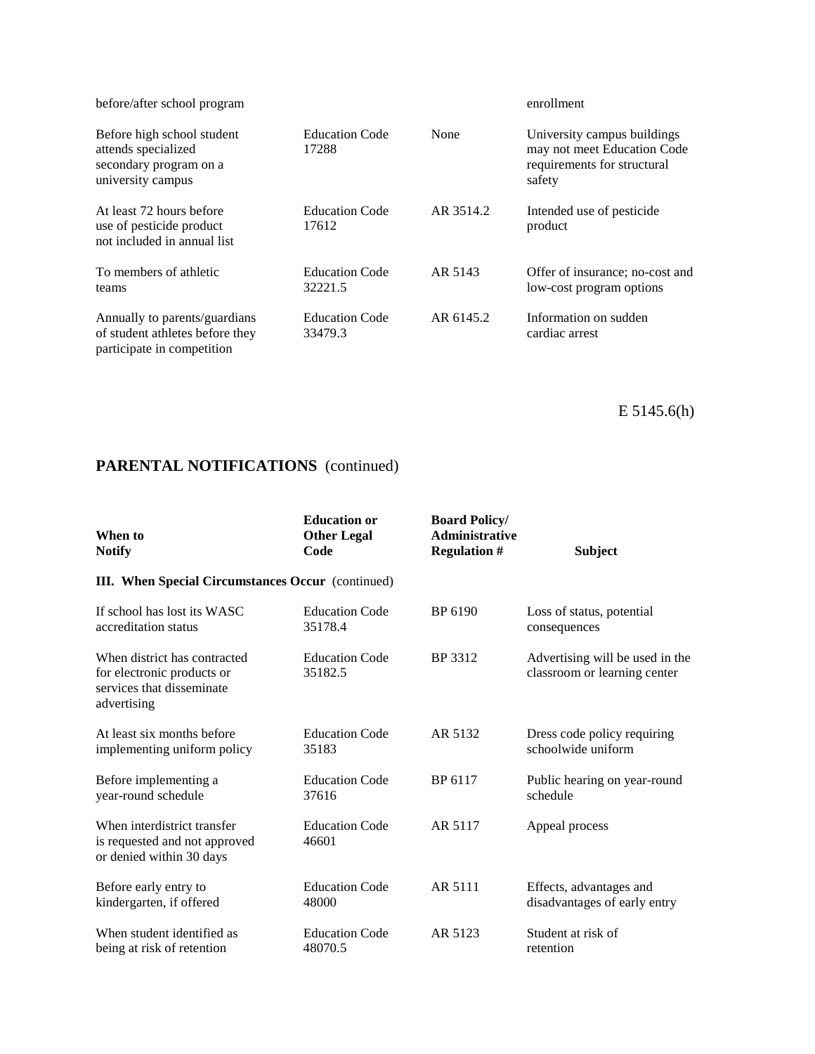| | | | |
|---|---|---|---|
| before/after school program | | | enrollment |
| Before high school student attends specialized secondary program on a university campus | Education Code 17288 | None | University campus buildings may not meet Education Code requirements for structural safety |
| At least 72 hours before use of pesticide product not included in annual list | Education Code 17612 | AR 3514.2 | Intended use of pesticide product |
| To members of athletic teams | Education Code 32221.5 | AR 5143 | Offer of insurance; no-cost and low-cost program options |
| Annually to parents/guardians of student athletes before they participate in competition | Education Code 33479.3 | AR 6145.2 | Information on sudden cardiac arrest |

E 5145.6(h)

## PARENTAL NOTIFICATIONS (continued)

| When to Notify | Education or Other Legal Code | Board Policy/ Administrative Regulation # | Subject |
|---|---|---|---|
| **III. When Special Circumstances Occur** (continued) | | | |
| If school has lost its WASC accreditation status | Education Code 35178.4 | BP 6190 | Loss of status, potential consequences |
| When district has contracted for electronic products or services that disseminate advertising | Education Code 35182.5 | BP 3312 | Advertising will be used in the classroom or learning center |
| At least six months before implementing uniform policy | Education Code 35183 | AR 5132 | Dress code policy requiring schoolwide uniform |
| Before implementing a year-round schedule | Education Code 37616 | BP 6117 | Public hearing on year-round schedule |
| When interdistrict transfer is requested and not approved or denied within 30 days | Education Code 46601 | AR 5117 | Appeal process |
| Before early entry to kindergarten, if offered | Education Code 48000 | AR 5111 | Effects, advantages and disadvantages of early entry |
| When student identified as being at risk of retention | Education Code 48070.5 | AR 5123 | Student at risk of retention |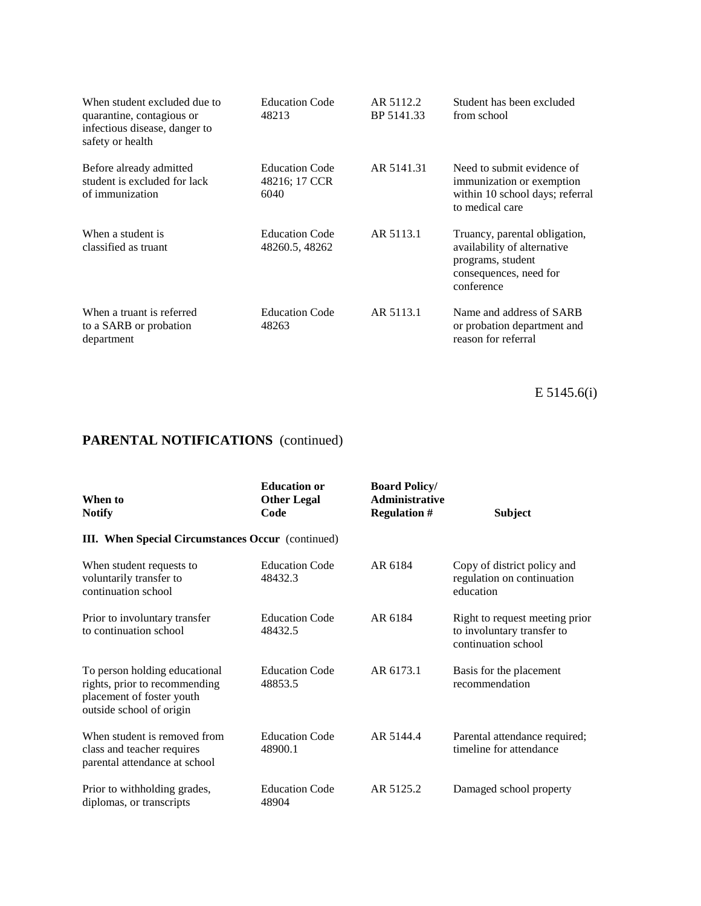| When to Notify | Education or Other Legal Code | Board Policy/ Administrative Regulation # | Subject |
|---|---|---|---|
| When student excluded due to quarantine, contagious or infectious disease, danger to safety or health | Education Code 48213 | AR 5112.2 BP 5141.33 | Student has been excluded from school |
| Before already admitted student is excluded for lack of immunization | Education Code 48216; 17 CCR 6040 | AR 5141.31 | Need to submit evidence of immunization or exemption within 10 school days; referral to medical care |
| When a student is classified as truant | Education Code 48260.5, 48262 | AR 5113.1 | Truancy, parental obligation, availability of alternative programs, student consequences, need for conference |
| When a truant is referred to a SARB or probation department | Education Code 48263 | AR 5113.1 | Name and address of SARB or probation department and reason for referral |

E 5145.6(i)

## PARENTAL NOTIFICATIONS (continued)

| When to Notify | Education or Other Legal Code | Board Policy/ Administrative Regulation # | Subject |
|---|---|---|---|
| **III. When Special Circumstances Occur** (continued) | | | |
| When student requests to voluntarily transfer to continuation school | Education Code 48432.3 | AR 6184 | Copy of district policy and regulation on continuation education |
| Prior to involuntary transfer to continuation school | Education Code 48432.5 | AR 6184 | Right to request meeting prior to involuntary transfer to continuation school |
| To person holding educational rights, prior to recommending placement of foster youth outside school of origin | Education Code 48853.5 | AR 6173.1 | Basis for the placement recommendation |
| When student is removed from class and teacher requires parental attendance at school | Education Code 48900.1 | AR 5144.4 | Parental attendance required; timeline for attendance |
| Prior to withholding grades, diplomas, or transcripts | Education Code 48904 | AR 5125.2 | Damaged school property |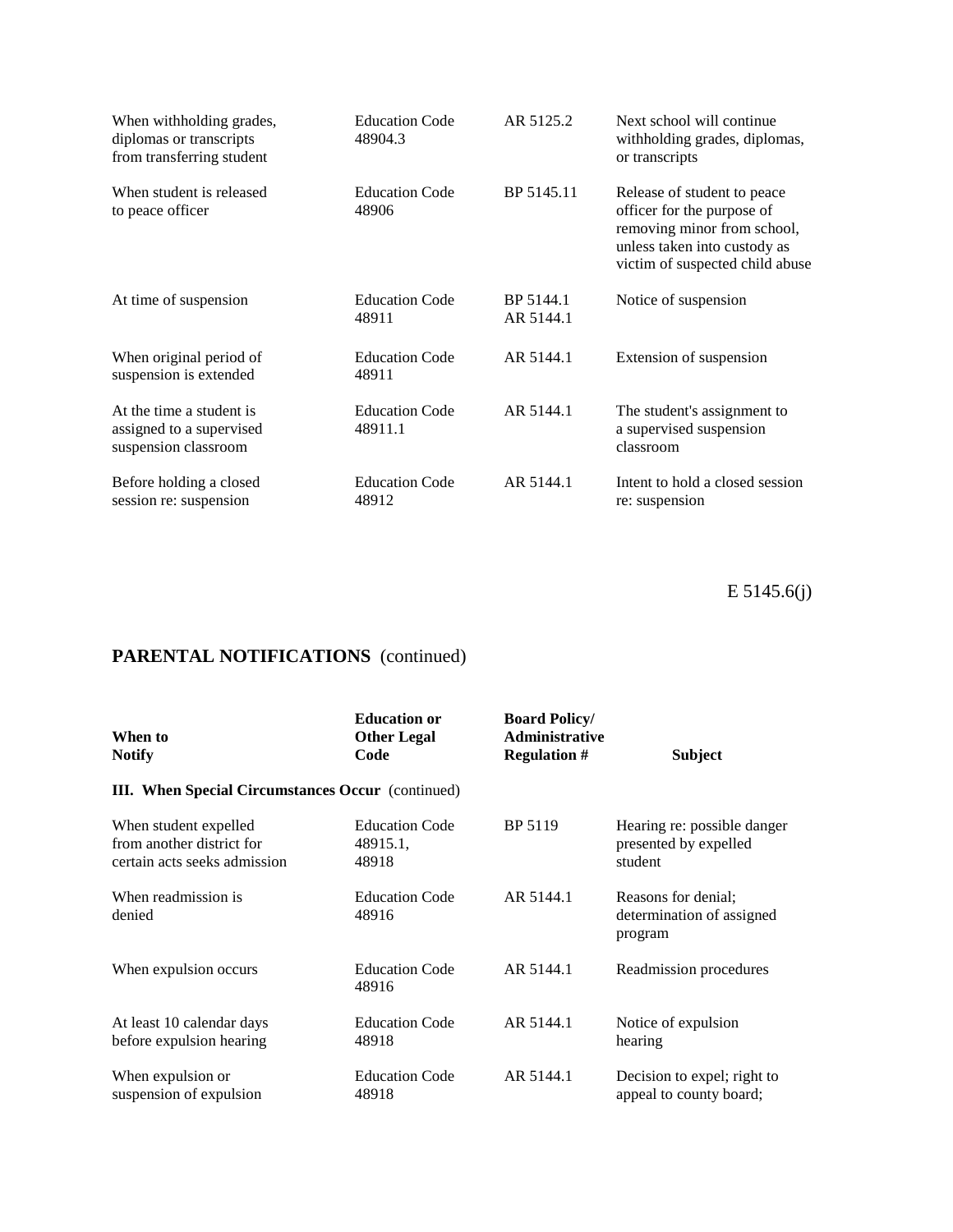| When to Notify | Education or Other Legal Code | Board Policy/ Administrative Regulation # | Subject |
|---|---|---|---|
| When withholding grades, diplomas or transcripts from transferring student | Education Code 48904.3 | AR 5125.2 | Next school will continue withholding grades, diplomas, or transcripts |
| When student is released to peace officer | Education Code 48906 | BP 5145.11 | Release of student to peace officer for the purpose of removing minor from school, unless taken into custody as victim of suspected child abuse |
| At time of suspension | Education Code 48911 | BP 5144.1 AR 5144.1 | Notice of suspension |
| When original period of suspension is extended | Education Code 48911 | AR 5144.1 | Extension of suspension |
| At the time a student is assigned to a supervised suspension classroom | Education Code 48911.1 | AR 5144.1 | The student's assignment to a supervised suspension classroom |
| Before holding a closed session re: suspension | Education Code 48912 | AR 5144.1 | Intent to hold a closed session re: suspension |

E 5145.6(j)

## PARENTAL NOTIFICATIONS (continued)

| When to Notify | Education or Other Legal Code | Board Policy/ Administrative Regulation # | Subject |
|---|---|---|---|
| **III. When Special Circumstances Occur** (continued) | | | |
| When student expelled from another district for certain acts seeks admission | Education Code 48915.1, 48918 | BP 5119 | Hearing re: possible danger presented by expelled student |
| When readmission is denied | Education Code 48916 | AR 5144.1 | Reasons for denial; determination of assigned program |
| When expulsion occurs | Education Code 48916 | AR 5144.1 | Readmission procedures |
| At least 10 calendar days before expulsion hearing | Education Code 48918 | AR 5144.1 | Notice of expulsion hearing |
| When expulsion or suspension of expulsion | Education Code 48918 | AR 5144.1 | Decision to expel; right to appeal to county board; |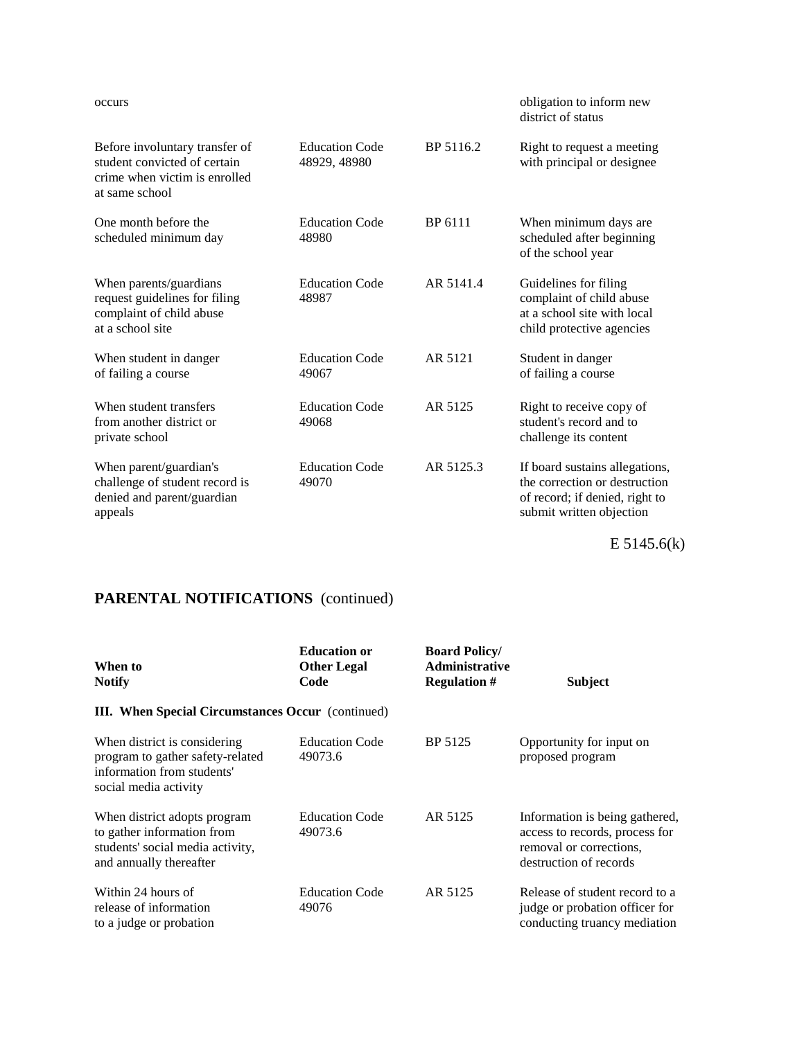| | | | |
|---|---|---|---|
| occurs | | | obligation to inform new district of status |
| Before involuntary transfer of student convicted of certain crime when victim is enrolled at same school | Education Code 48929, 48980 | BP 5116.2 | Right to request a meeting with principal or designee |
| One month before the scheduled minimum day | Education Code 48980 | BP 6111 | When minimum days are scheduled after beginning of the school year |
| When parents/guardians request guidelines for filing complaint of child abuse at a school site | Education Code 48987 | AR 5141.4 | Guidelines for filing complaint of child abuse at a school site with local child protective agencies |
| When student in danger of failing a course | Education Code 49067 | AR 5121 | Student in danger of failing a course |
| When student transfers from another district or private school | Education Code 49068 | AR 5125 | Right to receive copy of student's record and to challenge its content |
| When parent/guardian's challenge of student record is denied and parent/guardian appeals | Education Code 49070 | AR 5125.3 | If board sustains allegations, the correction or destruction of record; if denied, right to submit written objection |

E 5145.6(k)

## PARENTAL NOTIFICATIONS (continued)

| When to Notify | Education or Other Legal Code | Board Policy/ Administrative Regulation # | Subject |
|---|---|---|---|
| **III. When Special Circumstances Occur** (continued) | | | |
| When district is considering program to gather safety-related information from students' social media activity | Education Code 49073.6 | BP 5125 | Opportunity for input on proposed program |
| When district adopts program to gather information from students' social media activity, and annually thereafter | Education Code 49073.6 | AR 5125 | Information is being gathered, access to records, process for removal or corrections, destruction of records |
| Within 24 hours of release of information to a judge or probation | Education Code 49076 | AR 5125 | Release of student record to a judge or probation officer for conducting truancy mediation |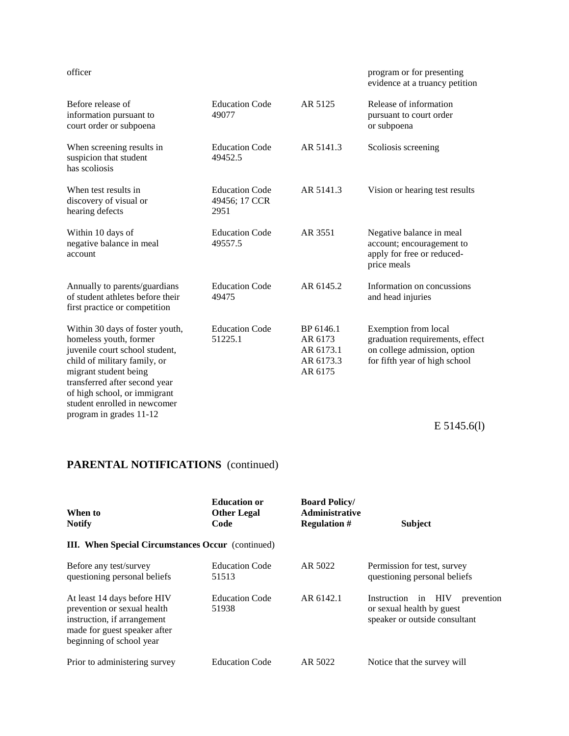| When to Notify | Education or Other Legal Code | Board Policy/ Administrative Regulation # | Subject |
|---|---|---|---|
| officer | | | program or for presenting evidence at a truancy petition |
| Before release of information pursuant to court order or subpoena | Education Code 49077 | AR 5125 | Release of information pursuant to court order or subpoena |
| When screening results in suspicion that student has scoliosis | Education Code 49452.5 | AR 5141.3 | Scoliosis screening |
| When test results in discovery of visual or hearing defects | Education Code 49456; 17 CCR 2951 | AR 5141.3 | Vision or hearing test results |
| Within 10 days of negative balance in meal account | Education Code 49557.5 | AR 3551 | Negative balance in meal account; encouragement to apply for free or reduced-price meals |
| Annually to parents/guardians of student athletes before their first practice or competition | Education Code 49475 | AR 6145.2 | Information on concussions and head injuries |
| Within 30 days of foster youth, homeless youth, former juvenile court school student, child of military family, or migrant student being transferred after second year of high school, or immigrant student enrolled in newcomer program in grades 11-12 | Education Code 51225.1 | BP 6146.1 AR 6173 AR 6173.1 AR 6173.3 AR 6175 | Exemption from local graduation requirements, effect on college admission, option for fifth year of high school |

E 5145.6(l)

## PARENTAL NOTIFICATIONS (continued)

| When to Notify | Education or Other Legal Code | Board Policy/ Administrative Regulation # | Subject |
|---|---|---|---|
| **III. When Special Circumstances Occur** (continued) | | | |
| Before any test/survey questioning personal beliefs | Education Code 51513 | AR 5022 | Permission for test, survey questioning personal beliefs |
| At least 14 days before HIV prevention or sexual health instruction, if arrangement made for guest speaker after beginning of school year | Education Code 51938 | AR 6142.1 | Instruction in HIV prevention or sexual health by guest speaker or outside consultant |
| Prior to administering survey | Education Code | AR 5022 | Notice that the survey will |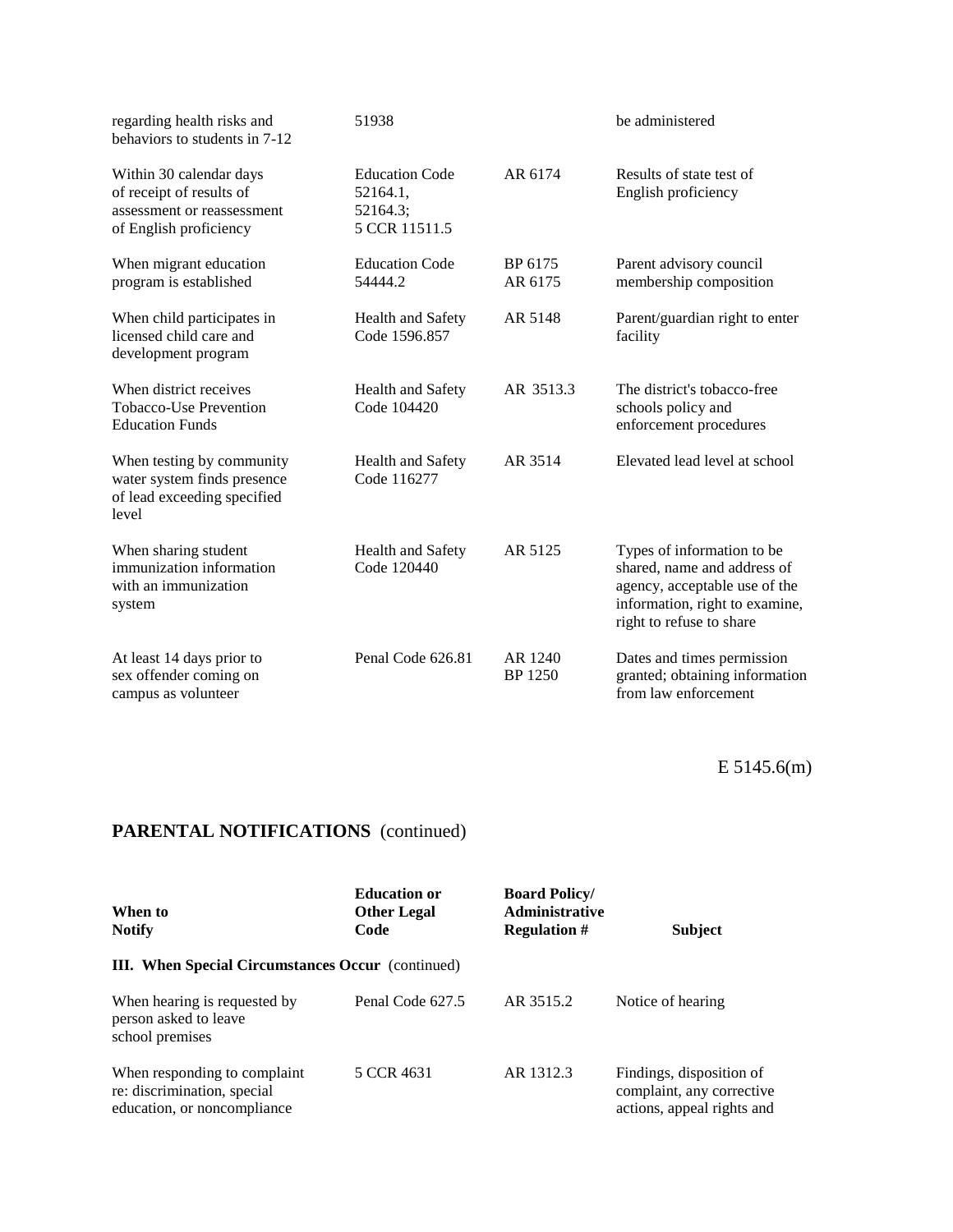| | | | |
|---|---|---|---|
| regarding health risks and behaviors to students in 7-12 | 51938 | | be administered |
| Within 30 calendar days of receipt of results of assessment or reassessment of English proficiency | Education Code 52164.1, 52164.3; 5 CCR 11511.5 | AR 6174 | Results of state test of English proficiency |
| When migrant education program is established | Education Code 54444.2 | BP 6175 AR 6175 | Parent advisory council membership composition |
| When child participates in licensed child care and development program | Health and Safety Code 1596.857 | AR 5148 | Parent/guardian right to enter facility |
| When district receives Tobacco-Use Prevention Education Funds | Health and Safety Code 104420 | AR 3513.3 | The district's tobacco-free schools policy and enforcement procedures |
| When testing by community water system finds presence of lead exceeding specified level | Health and Safety Code 116277 | AR 3514 | Elevated lead level at school |
| When sharing student immunization information with an immunization system | Health and Safety Code 120440 | AR 5125 | Types of information to be shared, name and address of agency, acceptable use of the information, right to examine, right to refuse to share |
| At least 14 days prior to sex offender coming on campus as volunteer | Penal Code 626.81 | AR 1240 BP 1250 | Dates and times permission granted; obtaining information from law enforcement |

E 5145.6(m)

## PARENTAL NOTIFICATIONS (continued)

| When to Notify | Education or Other Legal Code | Board Policy/ Administrative Regulation # | Subject |
|---|---|---|---|
| **III. When Special Circumstances Occur** (continued) | | | |
| When hearing is requested by person asked to leave school premises | Penal Code 627.5 | AR 3515.2 | Notice of hearing |
| When responding to complaint re: discrimination, special education, or noncompliance | 5 CCR 4631 | AR 1312.3 | Findings, disposition of complaint, any corrective actions, appeal rights and |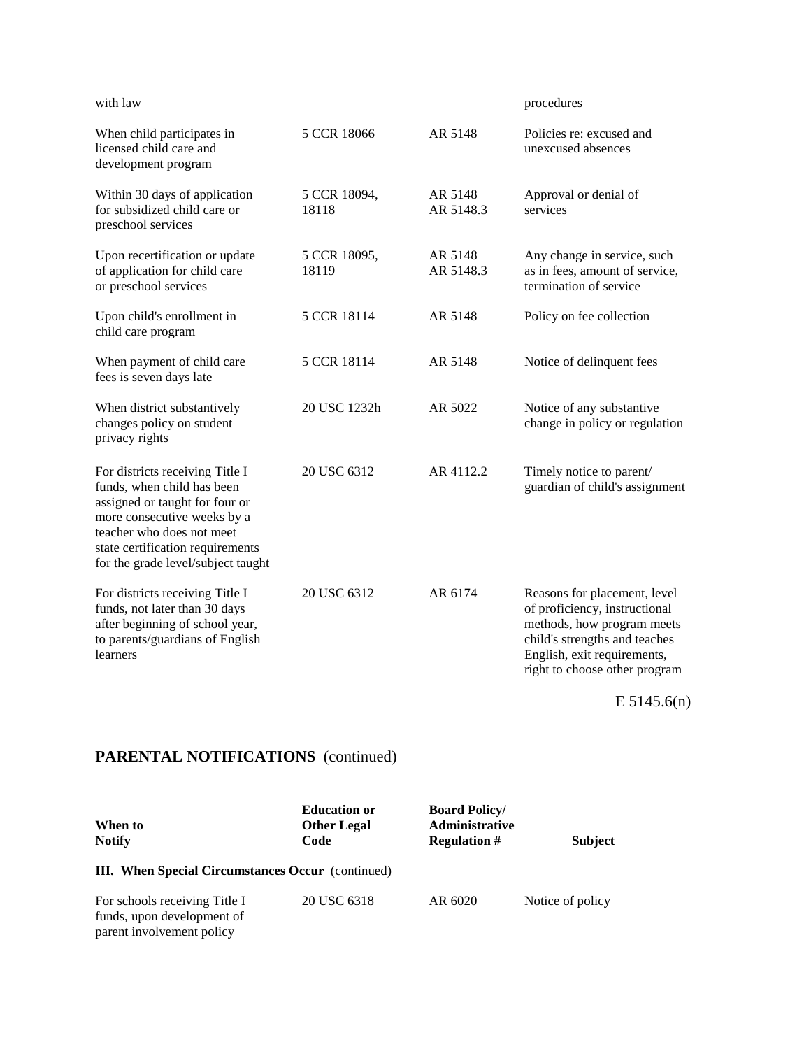| When to Notify | Education or Other Legal Code | Board Policy/ Administrative Regulation # | Subject |
|---|---|---|---|
| with law | | | procedures |
| When child participates in licensed child care and development program | 5 CCR 18066 | AR 5148 | Policies re: excused and unexcused absences |
| Within 30 days of application for subsidized child care or preschool services | 5 CCR 18094, 18118 | AR 5148 AR 5148.3 | Approval or denial of services |
| Upon recertification or update of application for child care or preschool services | 5 CCR 18095, 18119 | AR 5148 AR 5148.3 | Any change in service, such as in fees, amount of service, termination of service |
| Upon child's enrollment in child care program | 5 CCR 18114 | AR 5148 | Policy on fee collection |
| When payment of child care fees is seven days late | 5 CCR 18114 | AR 5148 | Notice of delinquent fees |
| When district substantively changes policy on student privacy rights | 20 USC 1232h | AR 5022 | Notice of any substantive change in policy or regulation |
| For districts receiving Title I funds, when child has been assigned or taught for four or more consecutive weeks by a teacher who does not meet state certification requirements for the grade level/subject taught | 20 USC 6312 | AR 4112.2 | Timely notice to parent/ guardian of child's assignment |
| For districts receiving Title I funds, not later than 30 days after beginning of school year, to parents/guardians of English learners | 20 USC 6312 | AR 6174 | Reasons for placement, level of proficiency, instructional methods, how program meets child's strengths and teaches English, exit requirements, right to choose other program |

E 5145.6(n)

## PARENTAL NOTIFICATIONS (continued)

| When to Notify | Education or Other Legal Code | Board Policy/ Administrative Regulation # | Subject |
|---|---|---|---|
| **III. When Special Circumstances Occur** (continued) | | | |
| For schools receiving Title I funds, upon development of parent involvement policy | 20 USC 6318 | AR 6020 | Notice of policy |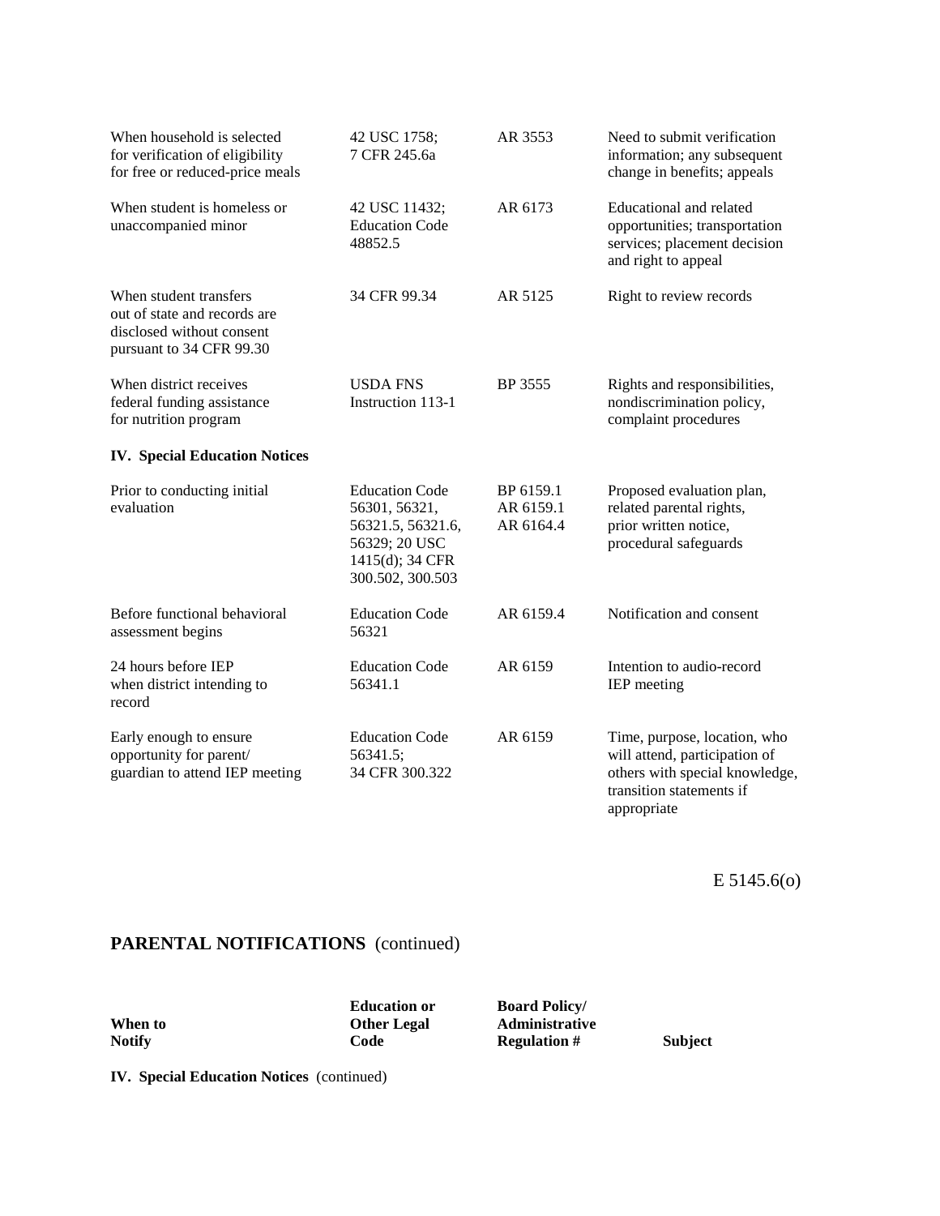| When to Notify | Education or Other Legal Code | Board Policy/ Administrative Regulation # | Subject |
|---|---|---|---|
| When household is selected for verification of eligibility for free or reduced-price meals | 42 USC 1758; 7 CFR 245.6a | AR 3553 | Need to submit verification information; any subsequent change in benefits; appeals |
| When student is homeless or unaccompanied minor | 42 USC 11432; Education Code 48852.5 | AR 6173 | Educational and related opportunities; transportation services; placement decision and right to appeal |
| When student transfers out of state and records are disclosed without consent pursuant to 34 CFR 99.30 | 34 CFR 99.34 | AR 5125 | Right to review records |
| When district receives federal funding assistance for nutrition program | USDA FNS Instruction 113-1 | BP 3555 | Rights and responsibilities, nondiscrimination policy, complaint procedures |
| **IV. Special Education Notices** | | | |
| Prior to conducting initial evaluation | Education Code 56301, 56321, 56321.5, 56321.6, 56329; 20 USC 1415(d); 34 CFR 300.502, 300.503 | BP 6159.1 AR 6159.1 AR 6164.4 | Proposed evaluation plan, related parental rights, prior written notice, procedural safeguards |
| Before functional behavioral assessment begins | Education Code 56321 | AR 6159.4 | Notification and consent |
| 24 hours before IEP when district intending to record | Education Code 56341.1 | AR 6159 | Intention to audio-record IEP meeting |
| Early enough to ensure opportunity for parent/ guardian to attend IEP meeting | Education Code 56341.5; 34 CFR 300.322 | AR 6159 | Time, purpose, location, who will attend, participation of others with special knowledge, transition statements if appropriate |

E 5145.6(o)

## PARENTAL NOTIFICATIONS (continued)

| When to Notify | Education or Other Legal Code | Board Policy/ Administrative Regulation # | Subject |
|---|---|---|---|

**IV. Special Education Notices** (continued)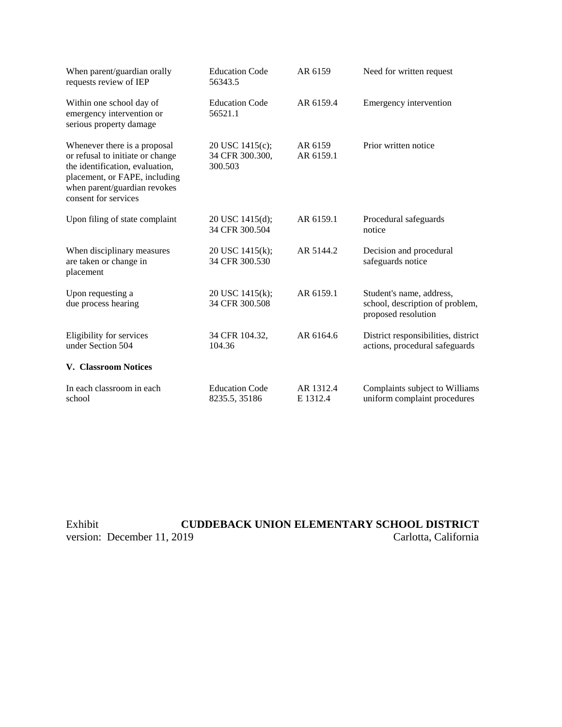| | | | |
|---|---|---|---|
| When parent/guardian orally requests review of IEP | Education Code 56343.5 | AR 6159 | Need for written request |
| Within one school day of emergency intervention or serious property damage | Education Code 56521.1 | AR 6159.4 | Emergency intervention |
| Whenever there is a proposal or refusal to initiate or change the identification, evaluation, placement, or FAPE, including when parent/guardian revokes consent for services | 20 USC 1415(c); 34 CFR 300.300, 300.503 | AR 6159 AR 6159.1 | Prior written notice |
| Upon filing of state complaint | 20 USC 1415(d); 34 CFR 300.504 | AR 6159.1 | Procedural safeguards notice |
| When disciplinary measures are taken or change in placement | 20 USC 1415(k); 34 CFR 300.530 | AR 5144.2 | Decision and procedural safeguards notice |
| Upon requesting a due process hearing | 20 USC 1415(k); 34 CFR 300.508 | AR 6159.1 | Student's name, address, school, description of problem, proposed resolution |
| Eligibility for services under Section 504 | 34 CFR 104.32, 104.36 | AR 6164.6 | District responsibilities, district actions, procedural safeguards |

**V. Classroom Notices**

| | | | |
|---|---|---|---|
| In each classroom in each school | Education Code 8235.5, 35186 | AR 1312.4 E 1312.4 | Complaints subject to Williams uniform complaint procedures |

Exhibit **CUDDEBACK UNION ELEMENTARY SCHOOL DISTRICT**
version: December 11, 2019 Carlotta, California